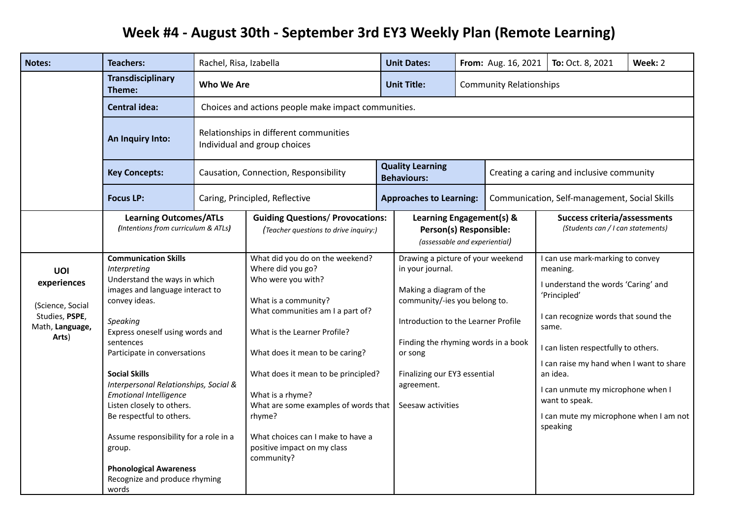# Week #4 - August 30th - September 3rd EY3 Weekly Plan (Remote Learning)

| Notes: | Teachers: | Rachel, Risa, Izabella | Unit Dates: | From: Aug. 16, 2021 | To: Oct. 8, 2021 | Week: 2 |
|---|---|---|---|---|---|---|
| | **Transdisciplinary Theme:** | **Who We Are** | **Unit Title:** | Community Relationships | | |
| | **Central idea:** | Choices and actions people make impact communities. | | | | |
| | **An Inquiry Into:** | Relationships in different communities<br>Individual and group choices | | | | |
| | **Key Concepts:** | Causation, Connection, Responsibility | **Quality Learning Behaviours:** | Creating a caring and inclusive community | | |
| | **Focus LP:** | Caring, Principled, Reflective | **Approaches to Learning:** | Communication, Self-management, Social Skills | | |

| | **Learning Outcomes/ATLs** *(Intentions from curriculum & ATLs)* | **Guiding Questions/ Provocations:** *(Teacher questions to drive inquiry:)* | **Learning Engagement(s) & Person(s) Responsible:** *(assessable and experiential)* | **Success criteria/assessments** *(Students can / I can statements)* |
|---|---|---|---|---|
| **UOI experiences**<br><br>(Science, Social Studies, **PSPE**, Math, **Language, Arts**) | **Communication Skills**<br>*Interpreting*<br>Understand the ways in which images and language interact to convey ideas.<br><br>*Speaking*<br>Express oneself using words and sentences<br>Participate in conversations<br><br>**Social Skills**<br>*Interpersonal Relationships, Social & Emotional Intelligence*<br>Listen closely to others.<br>Be respectful to others.<br><br>Assume responsibility for a role in a group.<br><br>**Phonological Awareness**<br>Recognize and produce rhyming words | What did you do on the weekend?<br>Where did you go?<br>Who were you with?<br><br>What is a community?<br>What communities am I a part of?<br><br>What is the Learner Profile?<br><br>What does it mean to be caring?<br><br>What does it mean to be principled?<br><br>What is a rhyme?<br>What are some examples of words that rhyme?<br><br>What choices can I make to have a positive impact on my class community? | Drawing a picture of your weekend in your journal.<br><br>Making a diagram of the community/-ies you belong to.<br><br>Introduction to the Learner Profile<br><br>Finding the rhyming words in a book or song<br><br>Finalizing our EY3 essential agreement.<br><br>Seesaw activities | I can use mark-marking to convey meaning.<br><br>I understand the words 'Caring' and 'Principled'<br><br>I can recognize words that sound the same.<br><br>I can listen respectfully to others.<br><br>I can raise my hand when I want to share an idea.<br><br>I can unmute my microphone when I want to speak.<br><br>I can mute my microphone when I am not speaking |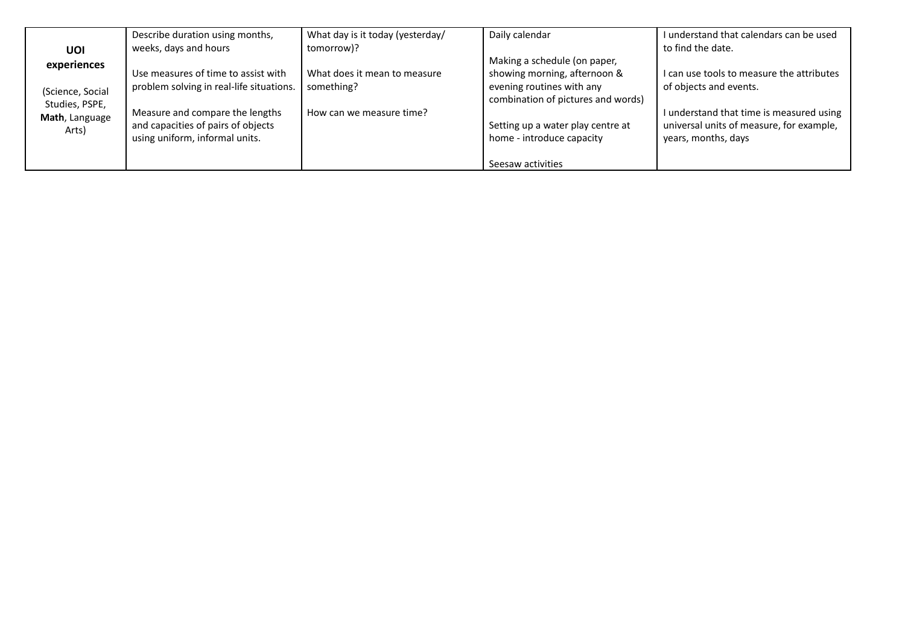| **UOI experiences** (Science, Social Studies, PSPE, **Math**, Language Arts) | Describe duration using months, weeks, days and hours<br><br>Use measures of time to assist with problem solving in real-life situations.<br><br>Measure and compare the lengths and capacities of pairs of objects using uniform, informal units. | What day is it today (yesterday/ tomorrow)?<br><br>What does it mean to measure something?<br><br>How can we measure time? | Daily calendar<br><br>Making a schedule (on paper, showing morning, afternoon & evening routines with any combination of pictures and words)<br><br>Setting up a water play centre at home - introduce capacity<br><br>Seesaw activities | I understand that calendars can be used to find the date.<br><br>I can use tools to measure the attributes of objects and events.<br><br>I understand that time is measured using universal units of measure, for example, years, months, days |
|---|---|---|---|---|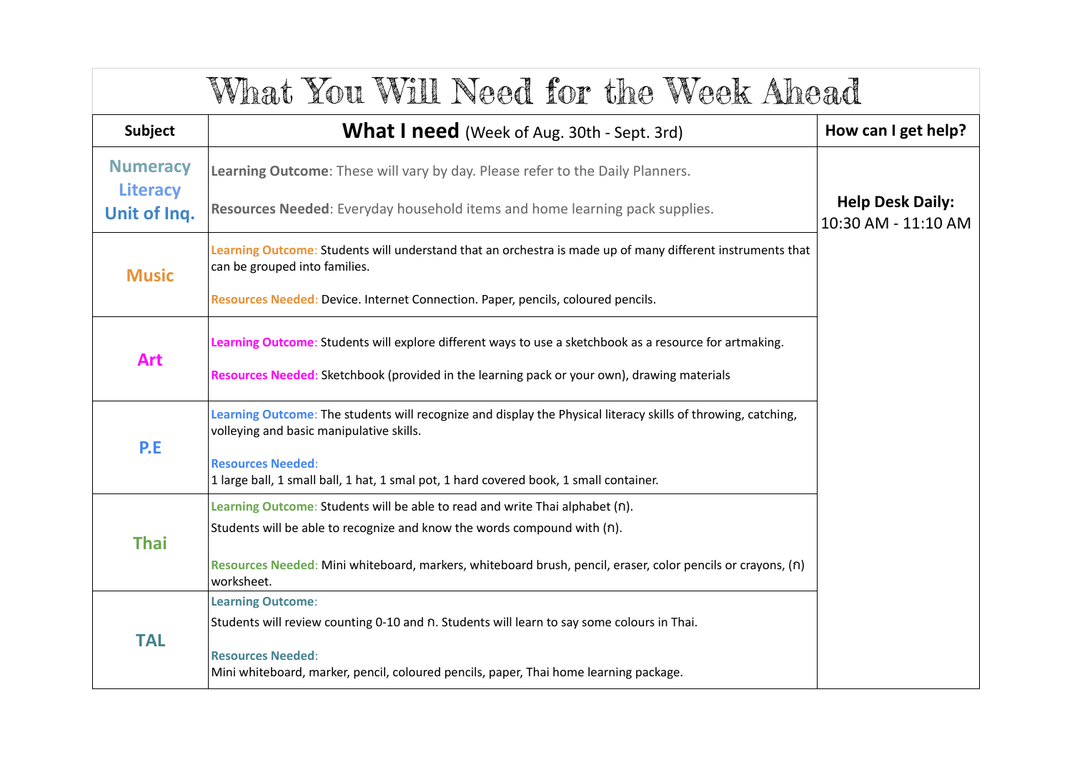# What You Will Need for the Week Ahead

| Subject | **What I need** (Week of Aug. 30th - Sept. 3rd) | How can I get help? |
|---|---|---|
| Numeracy<br>Literacy<br>Unit of Inq. | **Learning Outcome**: These will vary by day. Please refer to the Daily Planners.<br><br>**Resources Needed**: Everyday household items and home learning pack supplies. | **Help Desk Daily:**<br>10:30 AM - 11:10 AM |
| Music | Learning Outcome: Students will understand that an orchestra is made up of many different instruments that can be grouped into families.<br><br>Resources Needed: Device. Internet Connection. Paper, pencils, coloured pencils. | |
| Art | Learning Outcome: Students will explore different ways to use a sketchbook as a resource for artmaking.<br><br>Resources Needed: Sketchbook (provided in the learning pack or your own), drawing materials | |
| P.E | Learning Outcome: The students will recognize and display the Physical literacy skills of throwing, catching, volleying and basic manipulative skills.<br><br>Resources Needed:<br>1 large ball, 1 small ball, 1 hat, 1 smal pot, 1 hard covered book, 1 small container. | |
| Thai | Learning Outcome: Students will be able to read and write Thai alphabet (ก).<br>Students will be able to recognize and know the words compound with (ก).<br><br>Resources Needed: Mini whiteboard, markers, whiteboard brush, pencil, eraser, color pencils or crayons, (ก) worksheet. | |
| TAL | Learning Outcome:<br>Students will review counting 0-10 and ก. Students will learn to say some colours in Thai.<br><br>Resources Needed:<br>Mini whiteboard, marker, pencil, coloured pencils, paper, Thai home learning package. | |